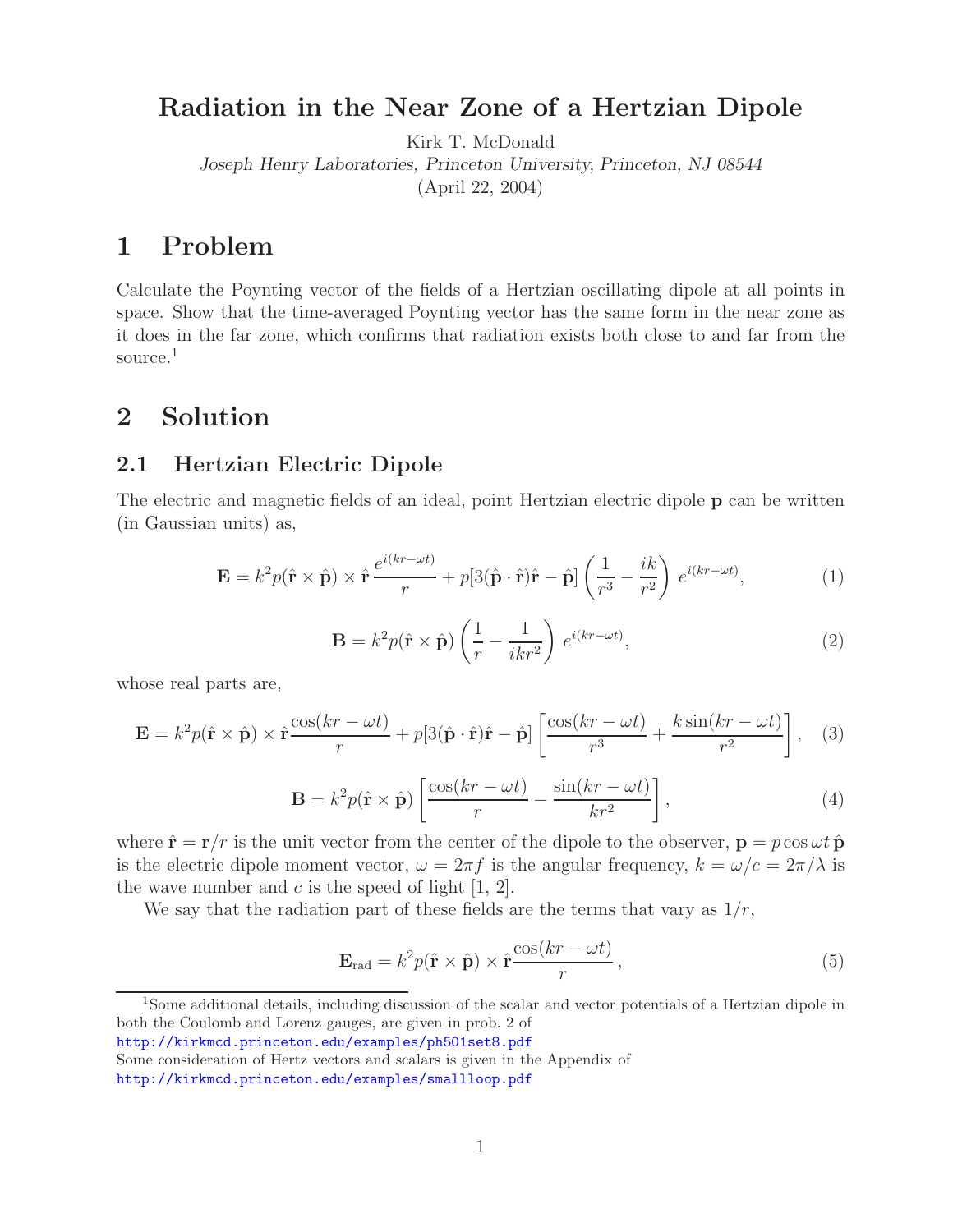# Radiation in the Near Zone of a Hertzian Dipole

Kirk T. McDonald

*Joseph Henry Laboratories, Princeton University, Princeton, NJ 08544*

(April 22, 2004)

## 1 Problem

Calculate the Poynting vector of the fields of a Hertzian oscillating dipole at all points in space. Show that the time-averaged Poynting vector has the same form in the near zone as it does in the far zone, which confirms that radiation exists both close to and far from the source.[1]

## 2 Solution

### 2.1 Hertzian Electric Dipole

The electric and magnetic fields of an ideal, point Hertzian electric dipole $\mathbf{p}$ can be written (in Gaussian units) as,

$$\mathbf{E} = k^2 p(\hat{\mathbf{r}} \times \hat{\mathbf{p}}) \times \hat{\mathbf{r}} \, \frac{e^{i(kr-\omega t)}}{r} + p[3(\hat{\mathbf{p}} \cdot \hat{\mathbf{r}})\hat{\mathbf{r}} - \hat{\mathbf{p}}] \left( \frac{1}{r^3} - \frac{ik}{r^2} \right) e^{i(kr-\omega t)}, \tag{1}$$

$$\mathbf{B} = k^2 p(\hat{\mathbf{r}} \times \hat{\mathbf{p}}) \left( \frac{1}{r} - \frac{1}{ikr^2} \right) e^{i(kr-\omega t)}, \tag{2}$$

whose real parts are,

$$\mathbf{E} = k^2 p(\hat{\mathbf{r}} \times \hat{\mathbf{p}}) \times \hat{\mathbf{r}} \frac{\cos(kr - \omega t)}{r} + p[3(\hat{\mathbf{p}} \cdot \hat{\mathbf{r}})\hat{\mathbf{r}} - \hat{\mathbf{p}}] \left[ \frac{\cos(kr - \omega t)}{r^3} + \frac{k \sin(kr - \omega t)}{r^2} \right], \tag{3}$$

$$\mathbf{B} = k^2 p(\hat{\mathbf{r}} \times \hat{\mathbf{p}}) \left[ \frac{\cos(kr - \omega t)}{r} - \frac{\sin(kr - \omega t)}{kr^2} \right], \tag{4}$$

where $\hat{\mathbf{r}} = \mathbf{r}/r$ is the unit vector from the center of the dipole to the observer, $\mathbf{p} = p \cos \omega t \, \hat{\mathbf{p}}$ is the electric dipole moment vector, $\omega = 2\pi f$ is the angular frequency, $k = \omega/c = 2\pi/\lambda$ is the wave number and $c$ is the speed of light [1, 2].

We say that the radiation part of these fields are the terms that vary as $1/r$,

$$\mathbf{E}_{\text{rad}} = k^2 p(\hat{\mathbf{r}} \times \hat{\mathbf{p}}) \times \hat{\mathbf{r}} \frac{\cos(kr - \omega t)}{r}, \tag{5}$$

[1] Some additional details, including discussion of the scalar and vector potentials of a Hertzian dipole in both the Coulomb and Lorenz gauges, are given in prob. 2 of http://kirkmcd.princeton.edu/examples/ph501set8.pdf
Some consideration of Hertz vectors and scalars is given in the Appendix of http://kirkmcd.princeton.edu/examples/smallloop.pdf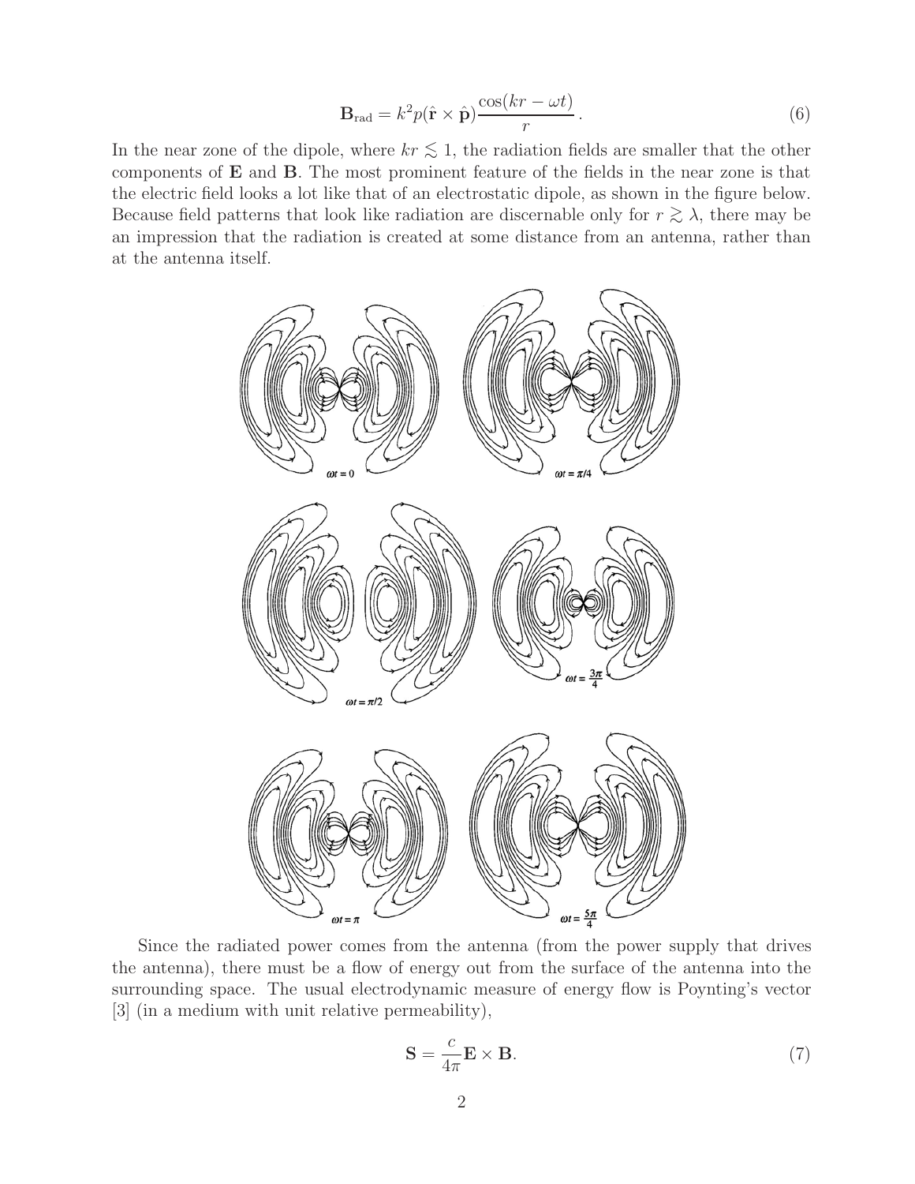$$
\mathbf{B}_{\text{rad}} = k^2 p(\hat{\mathbf{r}} \times \hat{\mathbf{p}}) \frac{\cos(kr - \omega t)}{r}\,. \tag{6}
$$

In the near zone of the dipole, where $kr \lesssim 1$, the radiation fields are smaller that the other components of $\mathbf{E}$ and $\mathbf{B}$. The most prominent feature of the fields in the near zone is that the electric field looks a lot like that of an electrostatic dipole, as shown in the figure below. Because field patterns that look like radiation are discernable only for $r \gtrsim \lambda$, there may be an impression that the radiation is created at some distance from an antenna, rather than at the antenna itself.

Since the radiated power comes from the antenna (from the power supply that drives the antenna), there must be a flow of energy out from the surface of the antenna into the surrounding space. The usual electrodynamic measure of energy flow is Poynting's vector [3] (in a medium with unit relative permeability),

$$
\mathbf{S} = \frac{c}{4\pi} \mathbf{E} \times \mathbf{B}. \tag{7}
$$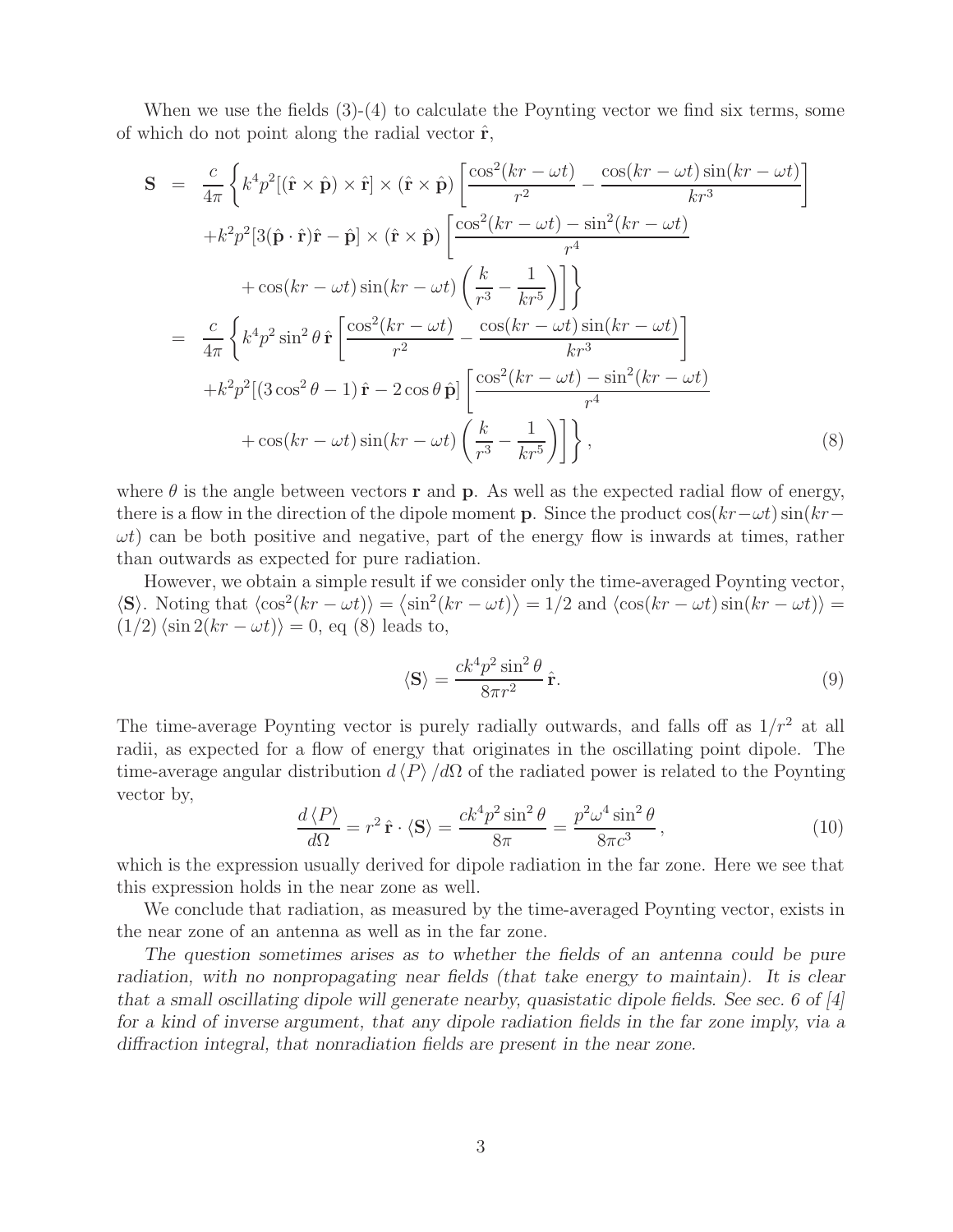When we use the fields (3)-(4) to calculate the Poynting vector we find six terms, some of which do not point along the radial vector $\hat{\mathbf{r}}$,

$$
\begin{aligned}
\mathbf{S} &= \frac{c}{4\pi} \left\{ k^4 p^2 [(\hat{\mathbf{r}} \times \hat{\mathbf{p}}) \times \hat{\mathbf{r}}] \times (\hat{\mathbf{r}} \times \hat{\mathbf{p}}) \left[ \frac{\cos^2(kr - \omega t)}{r^2} - \frac{\cos(kr - \omega t)\sin(kr - \omega t)}{kr^3} \right] \right. \\
&\quad + k^2 p^2 [3(\hat{\mathbf{p}} \cdot \hat{\mathbf{r}})\hat{\mathbf{r}} - \hat{\mathbf{p}}] \times (\hat{\mathbf{r}} \times \hat{\mathbf{p}}) \left[ \frac{\cos^2(kr - \omega t) - \sin^2(kr - \omega t)}{r^4} \right. \\
&\qquad \left. \left. + \cos(kr - \omega t)\sin(kr - \omega t) \left( \frac{k}{r^3} - \frac{1}{kr^5} \right) \right] \right\} \\
&= \frac{c}{4\pi} \left\{ k^4 p^2 \sin^2\theta \, \hat{\mathbf{r}} \left[ \frac{\cos^2(kr - \omega t)}{r^2} - \frac{\cos(kr - \omega t)\sin(kr - \omega t)}{kr^3} \right] \right. \\
&\quad + k^2 p^2 [(3\cos^2\theta - 1)\,\hat{\mathbf{r}} - 2\cos\theta\,\hat{\mathbf{p}}] \left[ \frac{\cos^2(kr - \omega t) - \sin^2(kr - \omega t)}{r^4} \right. \\
&\qquad \left. \left. + \cos(kr - \omega t)\sin(kr - \omega t) \left( \frac{k}{r^3} - \frac{1}{kr^5} \right) \right] \right\}, \qquad (8)
\end{aligned}
$$

where $\theta$ is the angle between vectors $\mathbf{r}$ and $\mathbf{p}$. As well as the expected radial flow of energy, there is a flow in the direction of the dipole moment $\mathbf{p}$. Since the product $\cos(kr-\omega t)\sin(kr-\omega t)$ can be both positive and negative, part of the energy flow is inwards at times, rather than outwards as expected for pure radiation.

However, we obtain a simple result if we consider only the time-averaged Poynting vector, $\langle \mathbf{S} \rangle$. Noting that $\langle \cos^2(kr - \omega t) \rangle = \langle \sin^2(kr - \omega t) \rangle = 1/2$ and $\langle \cos(kr - \omega t)\sin(kr - \omega t) \rangle = (1/2)\langle \sin 2(kr - \omega t) \rangle = 0$, eq (8) leads to,

$$
\langle \mathbf{S} \rangle = \frac{ck^4 p^2 \sin^2\theta}{8\pi r^2}\,\hat{\mathbf{r}}. \qquad (9)
$$

The time-average Poynting vector is purely radially outwards, and falls off as $1/r^2$ at all radii, as expected for a flow of energy that originates in the oscillating point dipole. The time-average angular distribution $d\langle P \rangle / d\Omega$ of the radiated power is related to the Poynting vector by,

$$
\frac{d\langle P \rangle}{d\Omega} = r^2\,\hat{\mathbf{r}} \cdot \langle \mathbf{S} \rangle = \frac{ck^4 p^2 \sin^2\theta}{8\pi} = \frac{p^2 \omega^4 \sin^2\theta}{8\pi c^3}, \qquad (10)
$$

which is the expression usually derived for dipole radiation in the far zone. Here we see that this expression holds in the near zone as well.

We conclude that radiation, as measured by the time-averaged Poynting vector, exists in the near zone of an antenna as well as in the far zone.

*The question sometimes arises as to whether the fields of an antenna could be pure radiation, with no nonpropagating near fields (that take energy to maintain). It is clear that a small oscillating dipole will generate nearby, quasistatic dipole fields. See sec. 6 of [4] for a kind of inverse argument, that any dipole radiation fields in the far zone imply, via a diffraction integral, that nonradiation fields are present in the near zone.*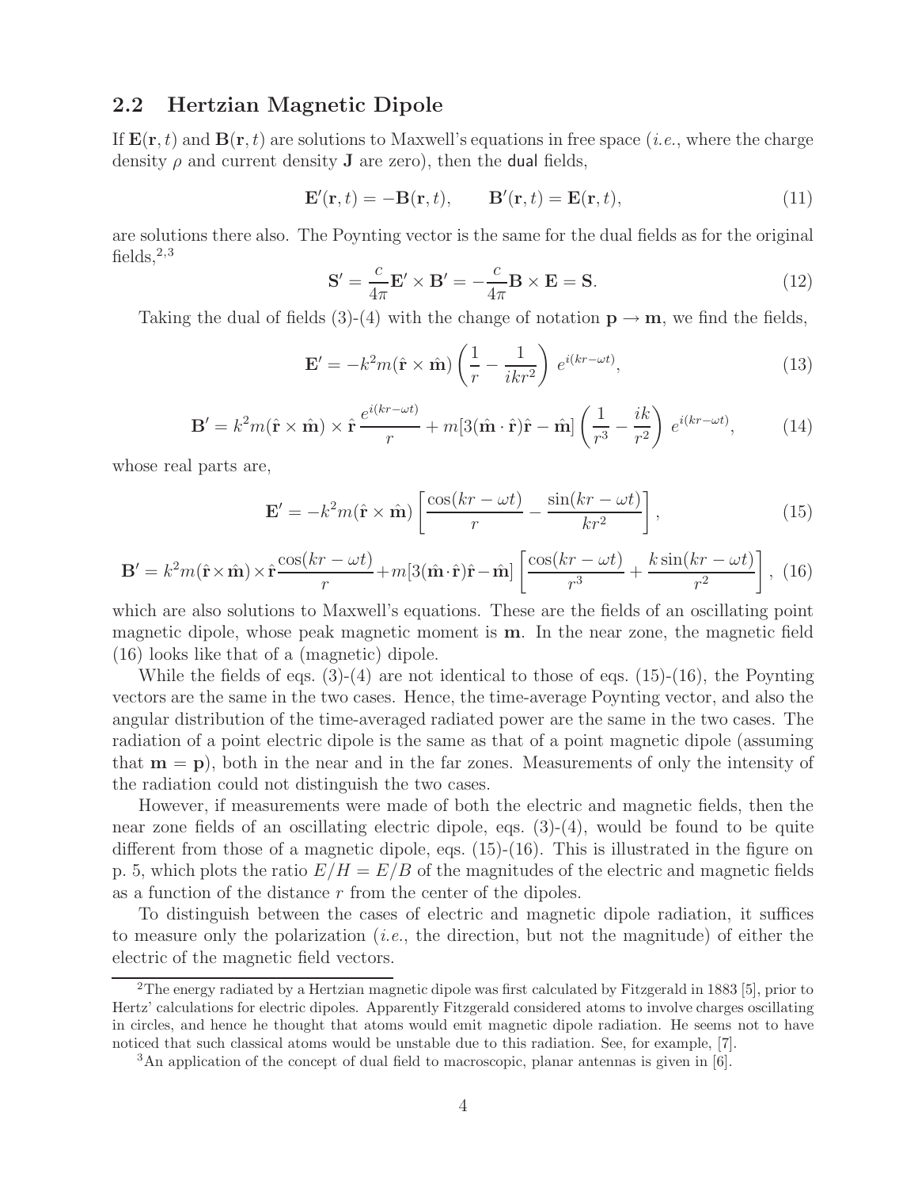## 2.2 Hertzian Magnetic Dipole

If $\mathbf{E}(\mathbf{r}, t)$ and $\mathbf{B}(\mathbf{r}, t)$ are solutions to Maxwell's equations in free space (*i.e.*, where the charge density $\rho$ and current density $\mathbf{J}$ are zero), then the dual fields,

$$\mathbf{E}'(\mathbf{r}, t) = -\mathbf{B}(\mathbf{r}, t), \qquad \mathbf{B}'(\mathbf{r}, t) = \mathbf{E}(\mathbf{r}, t), \tag{11}$$

are solutions there also. The Poynting vector is the same for the dual fields as for the original fields,[2,3]

$$\mathbf{S}' = \frac{c}{4\pi}\mathbf{E}' \times \mathbf{B}' = -\frac{c}{4\pi}\mathbf{B} \times \mathbf{E} = \mathbf{S}. \tag{12}$$

Taking the dual of fields (3)-(4) with the change of notation $\mathbf{p} \to \mathbf{m}$, we find the fields,

$$\mathbf{E}' = -k^2 m(\hat{\mathbf{r}} \times \hat{\mathbf{m}}) \left(\frac{1}{r} - \frac{1}{ikr^2}\right) e^{i(kr-\omega t)}, \tag{13}$$

$$\mathbf{B}' = k^2 m(\hat{\mathbf{r}} \times \hat{\mathbf{m}}) \times \hat{\mathbf{r}}\, \frac{e^{i(kr-\omega t)}}{r} + m[3(\hat{\mathbf{m}} \cdot \hat{\mathbf{r}})\hat{\mathbf{r}} - \hat{\mathbf{m}}] \left(\frac{1}{r^3} - \frac{ik}{r^2}\right) e^{i(kr-\omega t)}, \tag{14}$$

whose real parts are,

$$\mathbf{E}' = -k^2 m(\hat{\mathbf{r}} \times \hat{\mathbf{m}}) \left[\frac{\cos(kr-\omega t)}{r} - \frac{\sin(kr-\omega t)}{kr^2}\right], \tag{15}$$

$$\mathbf{B}' = k^2 m(\hat{\mathbf{r}} \times \hat{\mathbf{m}}) \times \hat{\mathbf{r}} \frac{\cos(kr-\omega t)}{r} + m[3(\hat{\mathbf{m}} \cdot \hat{\mathbf{r}})\hat{\mathbf{r}} - \hat{\mathbf{m}}] \left[\frac{\cos(kr-\omega t)}{r^3} + \frac{k\sin(kr-\omega t)}{r^2}\right], \tag{16}$$

which are also solutions to Maxwell's equations. These are the fields of an oscillating point magnetic dipole, whose peak magnetic moment is $\mathbf{m}$. In the near zone, the magnetic field (16) looks like that of a (magnetic) dipole.

While the fields of eqs. (3)-(4) are not identical to those of eqs. (15)-(16), the Poynting vectors are the same in the two cases. Hence, the time-average Poynting vector, and also the angular distribution of the time-averaged radiated power are the same in the two cases. The radiation of a point electric dipole is the same as that of a point magnetic dipole (assuming that $\mathbf{m} = \mathbf{p}$), both in the near and in the far zones. Measurements of only the intensity of the radiation could not distinguish the two cases.

However, if measurements were made of both the electric and magnetic fields, then the near zone fields of an oscillating electric dipole, eqs. (3)-(4), would be found to be quite different from those of a magnetic dipole, eqs. (15)-(16). This is illustrated in the figure on p. 5, which plots the ratio $E/H = E/B$ of the magnitudes of the electric and magnetic fields as a function of the distance $r$ from the center of the dipoles.

To distinguish between the cases of electric and magnetic dipole radiation, it suffices to measure only the polarization (*i.e.*, the direction, but not the magnitude) of either the electric of the magnetic field vectors.

---

[2] The energy radiated by a Hertzian magnetic dipole was first calculated by Fitzgerald in 1883 [5], prior to Hertz' calculations for electric dipoles. Apparently Fitzgerald considered atoms to involve charges oscillating in circles, and hence he thought that atoms would emit magnetic dipole radiation. He seems not to have noticed that such classical atoms would be unstable due to this radiation. See, for example, [7].

[3] An application of the concept of dual field to macroscopic, planar antennas is given in [6].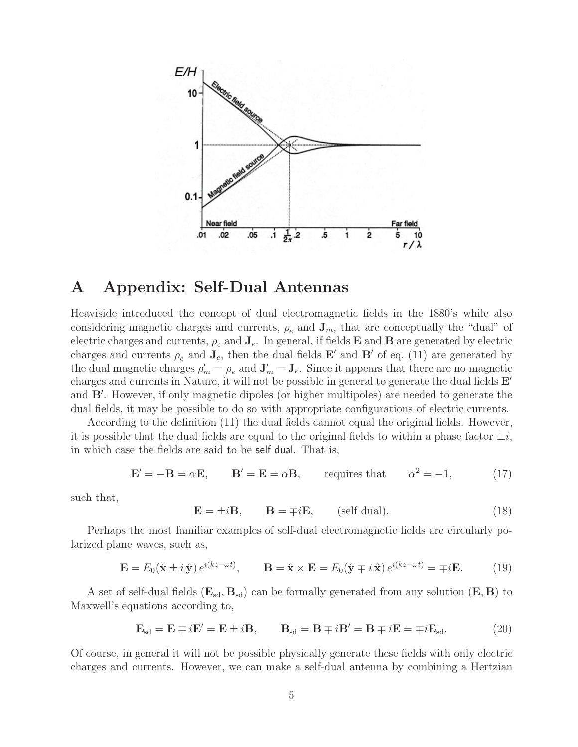## A Appendix: Self-Dual Antennas

Heaviside introduced the concept of dual electromagnetic fields in the 1880's while also considering magnetic charges and currents, $\rho_e$ and $\mathbf{J}_m$, that are conceptually the "dual" of electric charges and currents, $\rho_e$ and $\mathbf{J}_e$. In general, if fields $\mathbf{E}$ and $\mathbf{B}$ are generated by electric charges and currents $\rho_e$ and $\mathbf{J}_e$, then the dual fields $\mathbf{E}'$ and $\mathbf{B}'$ of eq. (11) are generated by the dual magnetic charges $\rho'_m = \rho_e$ and $\mathbf{J}'_m = \mathbf{J}_e$. Since it appears that there are no magnetic charges and currents in Nature, it will not be possible in general to generate the dual fields $\mathbf{E}'$ and $\mathbf{B}'$. However, if only magnetic dipoles (or higher multipoles) are needed to generate the dual fields, it may be possible to do so with appropriate configurations of electric currents.

According to the definition (11) the dual fields cannot equal the original fields. However, it is possible that the dual fields are equal to the original fields to within a phase factor $\pm i$, in which case the fields are said to be self dual. That is,

$$\mathbf{E}' = -\mathbf{B} = \alpha \mathbf{E}, \qquad \mathbf{B}' = \mathbf{E} = \alpha \mathbf{B}, \qquad \text{requires that} \qquad \alpha^2 = -1, \tag{17}$$

such that,

$$\mathbf{E} = \pm i \mathbf{B}, \qquad \mathbf{B} = \mp i \mathbf{E}, \qquad \text{(self dual)}. \tag{18}$$

Perhaps the most familiar examples of self-dual electromagnetic fields are circularly polarized plane waves, such as,

$$\mathbf{E} = E_0(\hat{\mathbf{x}} \pm i\,\hat{\mathbf{y}})\, e^{i(kz-\omega t)}, \qquad \mathbf{B} = \hat{\mathbf{x}} \times \mathbf{E} = E_0(\hat{\mathbf{y}} \mp i\,\hat{\mathbf{x}})\, e^{i(kz-\omega t)} = \mp i \mathbf{E}. \tag{19}$$

A set of self-dual fields $(\mathbf{E}_{\rm sd}, \mathbf{B}_{\rm sd})$ can be formally generated from any solution $(\mathbf{E}, \mathbf{B})$ to Maxwell's equations according to,

$$\mathbf{E}_{\rm sd} = \mathbf{E} \mp i\mathbf{E}' = \mathbf{E} \pm i\mathbf{B}, \qquad \mathbf{B}_{\rm sd} = \mathbf{B} \mp i\mathbf{B}' = \mathbf{B} \mp i\mathbf{E} = \mp i\mathbf{E}_{\rm sd}. \tag{20}$$

Of course, in general it will not be possible physically generate these fields with only electric charges and currents. However, we can make a self-dual antenna by combining a Hertzian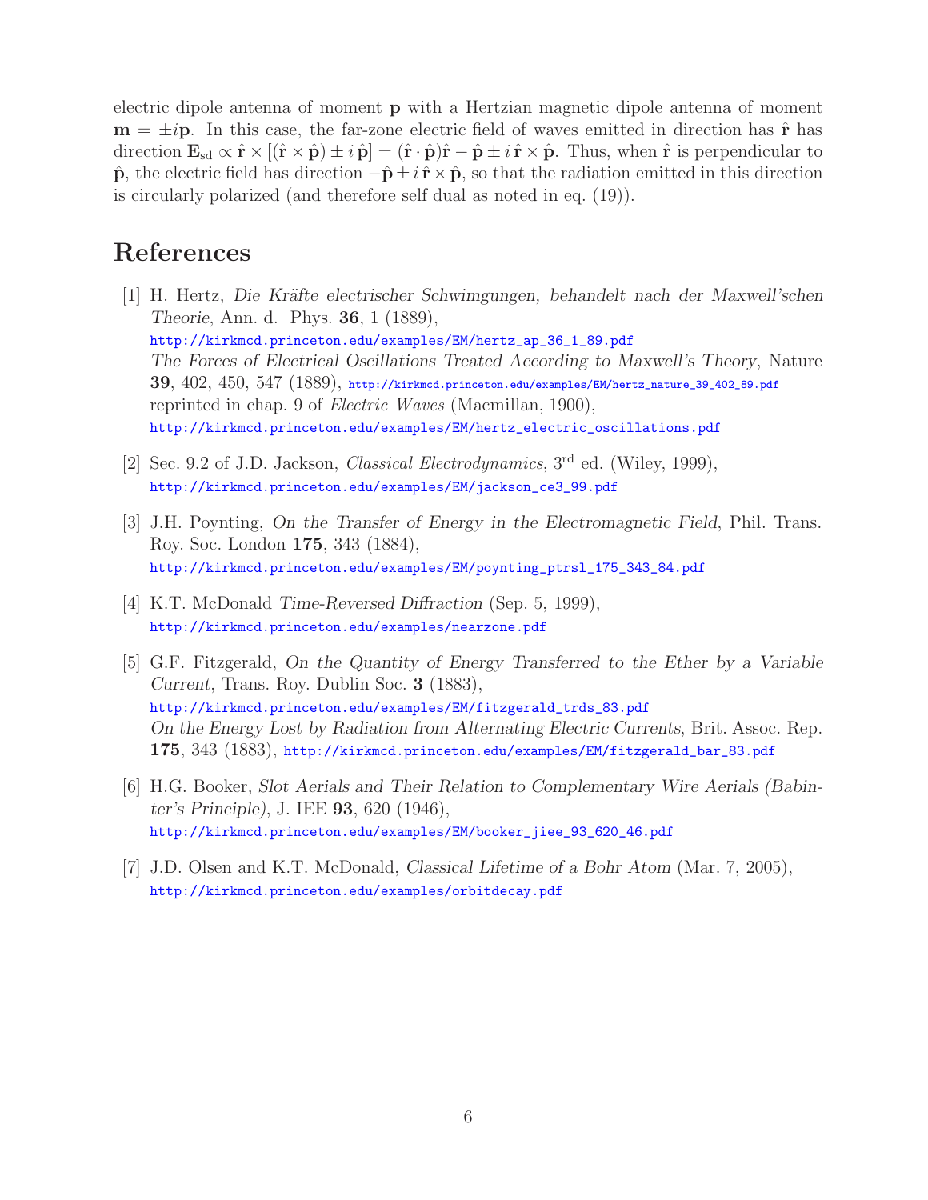electric dipole antenna of moment $\mathbf{p}$ with a Hertzian magnetic dipole antenna of moment $\mathbf{m} = \pm i\mathbf{p}$. In this case, the far-zone electric field of waves emitted in direction has $\hat{\mathbf{r}}$ has direction $\mathbf{E}_{\rm sd} \propto \hat{\mathbf{r}} \times [(\hat{\mathbf{r}} \times \hat{\mathbf{p}}) \pm i\,\hat{\mathbf{p}}] = (\hat{\mathbf{r}} \cdot \hat{\mathbf{p}})\hat{\mathbf{r}} - \hat{\mathbf{p}} \pm i\,\hat{\mathbf{r}} \times \hat{\mathbf{p}}$. Thus, when $\hat{\mathbf{r}}$ is perpendicular to $\hat{\mathbf{p}}$, the electric field has direction $-\hat{\mathbf{p}} \pm i\,\hat{\mathbf{r}} \times \hat{\mathbf{p}}$, so that the radiation emitted in this direction is circularly polarized (and therefore self dual as noted in eq. (19)).

# References

[1] H. Hertz, *Die Kräfte electrischer Schwimgungen, behandelt nach der Maxwell'schen Theorie*, Ann. d. Phys. **36**, 1 (1889),
http://kirkmcd.princeton.edu/examples/EM/hertz_ap_36_1_89.pdf
*The Forces of Electrical Oscillations Treated According to Maxwell's Theory*, Nature **39**, 402, 450, 547 (1889), http://kirkmcd.princeton.edu/examples/EM/hertz_nature_39_402_89.pdf
reprinted in chap. 9 of *Electric Waves* (Macmillan, 1900),
http://kirkmcd.princeton.edu/examples/EM/hertz_electric_oscillations.pdf

[2] Sec. 9.2 of J.D. Jackson, *Classical Electrodynamics*, 3rd ed. (Wiley, 1999),
http://kirkmcd.princeton.edu/examples/EM/jackson_ce3_99.pdf

[3] J.H. Poynting, *On the Transfer of Energy in the Electromagnetic Field*, Phil. Trans. Roy. Soc. London **175**, 343 (1884),
http://kirkmcd.princeton.edu/examples/EM/poynting_ptrsl_175_343_84.pdf

[4] K.T. McDonald *Time-Reversed Diffraction* (Sep. 5, 1999),
http://kirkmcd.princeton.edu/examples/nearzone.pdf

[5] G.F. Fitzgerald, *On the Quantity of Energy Transferred to the Ether by a Variable Current*, Trans. Roy. Dublin Soc. **3** (1883),
http://kirkmcd.princeton.edu/examples/EM/fitzgerald_trds_83.pdf
*On the Energy Lost by Radiation from Alternating Electric Currents*, Brit. Assoc. Rep. **175**, 343 (1883), http://kirkmcd.princeton.edu/examples/EM/fitzgerald_bar_83.pdf

[6] H.G. Booker, *Slot Aerials and Their Relation to Complementary Wire Aerials (Babinter's Principle)*, J. IEE **93**, 620 (1946),
http://kirkmcd.princeton.edu/examples/EM/booker_jiee_93_620_46.pdf

[7] J.D. Olsen and K.T. McDonald, *Classical Lifetime of a Bohr Atom* (Mar. 7, 2005),
http://kirkmcd.princeton.edu/examples/orbitdecay.pdf